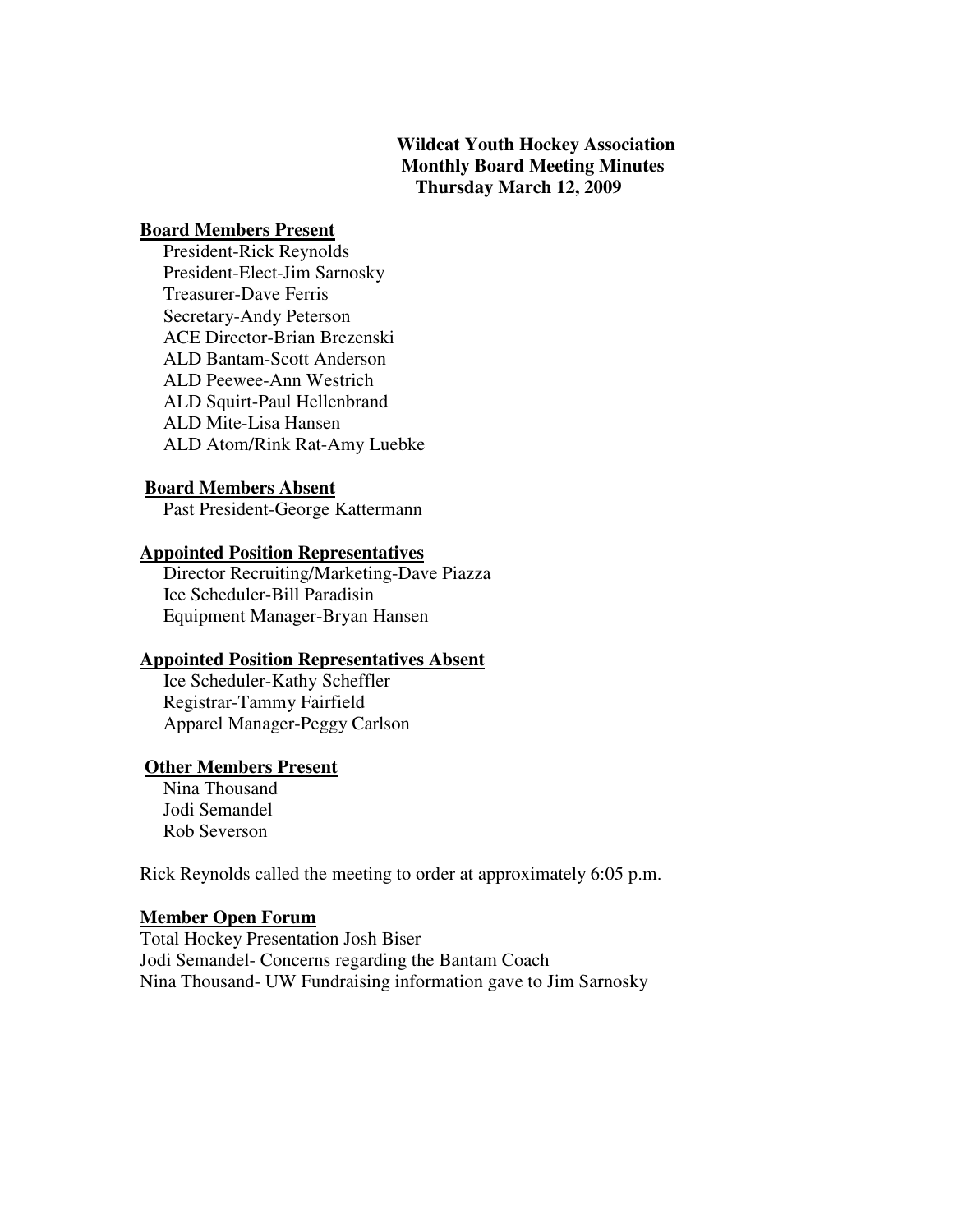**Wildcat Youth Hockey Association**
**Monthly Board Meeting Minutes**
**Thursday March 12, 2009**

**Board Members Present**

President-Rick Reynolds
President-Elect-Jim Sarnosky
Treasurer-Dave Ferris
Secretary-Andy Peterson
ACE Director-Brian Brezenski
ALD Bantam-Scott Anderson
ALD Peewee-Ann Westrich
ALD Squirt-Paul Hellenbrand
ALD Mite-Lisa Hansen
ALD Atom/Rink Rat-Amy Luebke

**Board Members Absent**

Past President-George Kattermann

**Appointed Position Representatives**

Director Recruiting/Marketing-Dave Piazza
Ice Scheduler-Bill Paradisin
Equipment Manager-Bryan Hansen

**Appointed Position Representatives Absent**

Ice Scheduler-Kathy Scheffler
Registrar-Tammy Fairfield
Apparel Manager-Peggy Carlson

**Other Members Present**

Nina Thousand
Jodi Semandel
Rob Severson

Rick Reynolds called the meeting to order at approximately 6:05 p.m.

**Member Open Forum**

Total Hockey Presentation Josh Biser
Jodi Semandel- Concerns regarding the Bantam Coach
Nina Thousand- UW Fundraising information gave to Jim Sarnosky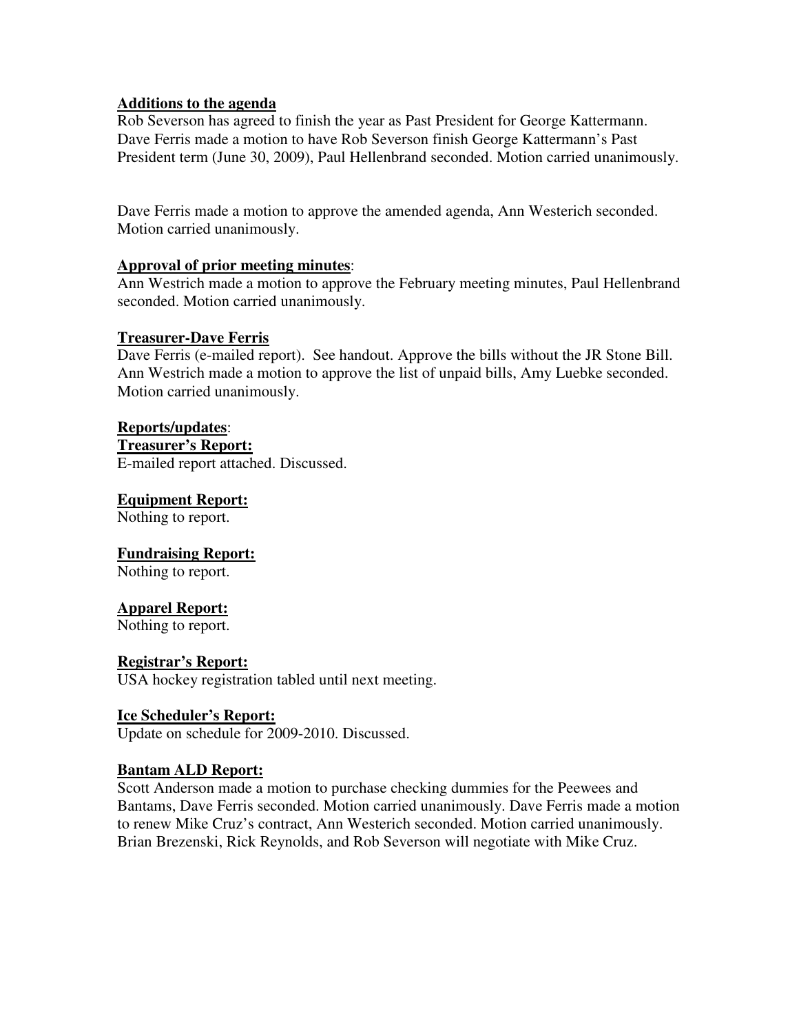**Additions to the agenda**

Rob Severson has agreed to finish the year as Past President for George Kattermann. Dave Ferris made a motion to have Rob Severson finish George Kattermann's Past President term (June 30, 2009), Paul Hellenbrand seconded. Motion carried unanimously.

Dave Ferris made a motion to approve the amended agenda, Ann Westerich seconded. Motion carried unanimously.

**Approval of prior meeting minutes**:

Ann Westrich made a motion to approve the February meeting minutes, Paul Hellenbrand seconded. Motion carried unanimously.

**Treasurer-Dave Ferris**

Dave Ferris (e-mailed report). See handout. Approve the bills without the JR Stone Bill. Ann Westrich made a motion to approve the list of unpaid bills, Amy Luebke seconded. Motion carried unanimously.

**Reports/updates**:

**Treasurer's Report:**

E-mailed report attached. Discussed.

**Equipment Report:**

Nothing to report.

**Fundraising Report:**

Nothing to report.

**Apparel Report:**

Nothing to report.

**Registrar's Report:**

USA hockey registration tabled until next meeting.

**Ice Scheduler's Report:**

Update on schedule for 2009-2010. Discussed.

**Bantam ALD Report:**

Scott Anderson made a motion to purchase checking dummies for the Peewees and Bantams, Dave Ferris seconded. Motion carried unanimously. Dave Ferris made a motion to renew Mike Cruz's contract, Ann Westerich seconded. Motion carried unanimously. Brian Brezenski, Rick Reynolds, and Rob Severson will negotiate with Mike Cruz.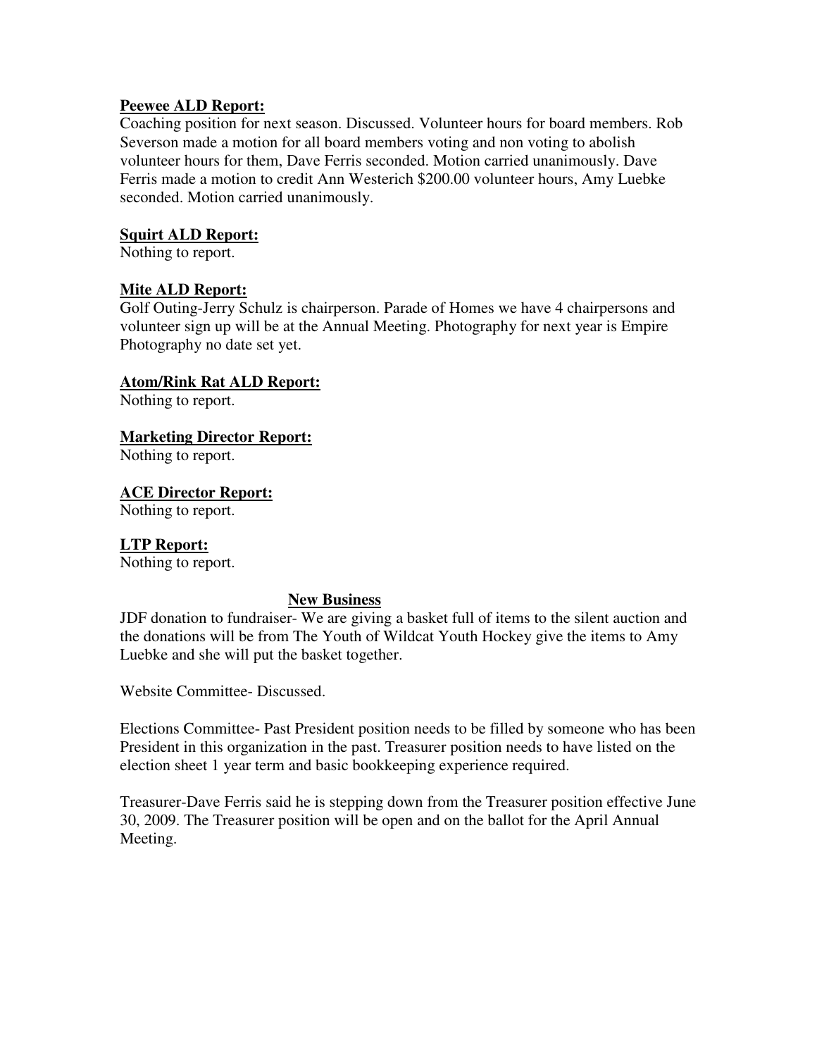**Peewee ALD Report:**
Coaching position for next season. Discussed. Volunteer hours for board members. Rob Severson made a motion for all board members voting and non voting to abolish volunteer hours for them, Dave Ferris seconded. Motion carried unanimously. Dave Ferris made a motion to credit Ann Westerich $200.00 volunteer hours, Amy Luebke seconded. Motion carried unanimously.

**Squirt ALD Report:**
Nothing to report.

**Mite ALD Report:**
Golf Outing-Jerry Schulz is chairperson. Parade of Homes we have 4 chairpersons and volunteer sign up will be at the Annual Meeting. Photography for next year is Empire Photography no date set yet.

**Atom/Rink Rat ALD Report:**
Nothing to report.

**Marketing Director Report:**
Nothing to report.

**ACE Director Report:**
Nothing to report.

**LTP Report:**
Nothing to report.

## New Business

JDF donation to fundraiser- We are giving a basket full of items to the silent auction and the donations will be from The Youth of Wildcat Youth Hockey give the items to Amy Luebke and she will put the basket together.

Website Committee- Discussed.

Elections Committee- Past President position needs to be filled by someone who has been President in this organization in the past. Treasurer position needs to have listed on the election sheet 1 year term and basic bookkeeping experience required.

Treasurer-Dave Ferris said he is stepping down from the Treasurer position effective June 30, 2009. The Treasurer position will be open and on the ballot for the April Annual Meeting.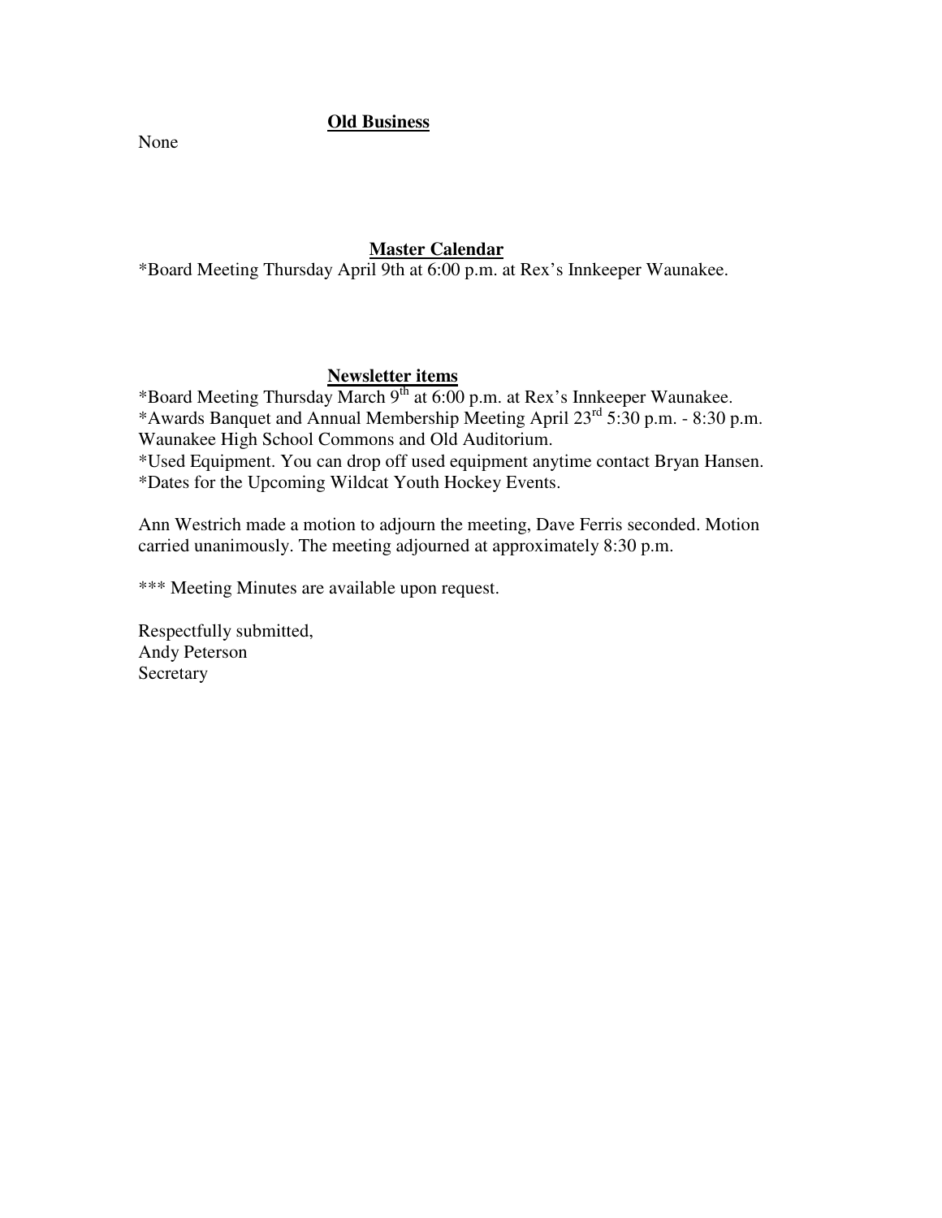**Old Business**

None

**Master Calendar**

*Board Meeting Thursday April 9th at 6:00 p.m. at Rex's Innkeeper Waunakee.

**Newsletter items**

*Board Meeting Thursday March 9th at 6:00 p.m. at Rex's Innkeeper Waunakee.
*Awards Banquet and Annual Membership Meeting April 23rd 5:30 p.m. - 8:30 p.m. Waunakee High School Commons and Old Auditorium.
*Used Equipment. You can drop off used equipment anytime contact Bryan Hansen.
*Dates for the Upcoming Wildcat Youth Hockey Events.

Ann Westrich made a motion to adjourn the meeting, Dave Ferris seconded. Motion carried unanimously. The meeting adjourned at approximately 8:30 p.m.

*** Meeting Minutes are available upon request.

Respectfully submitted,
Andy Peterson
Secretary